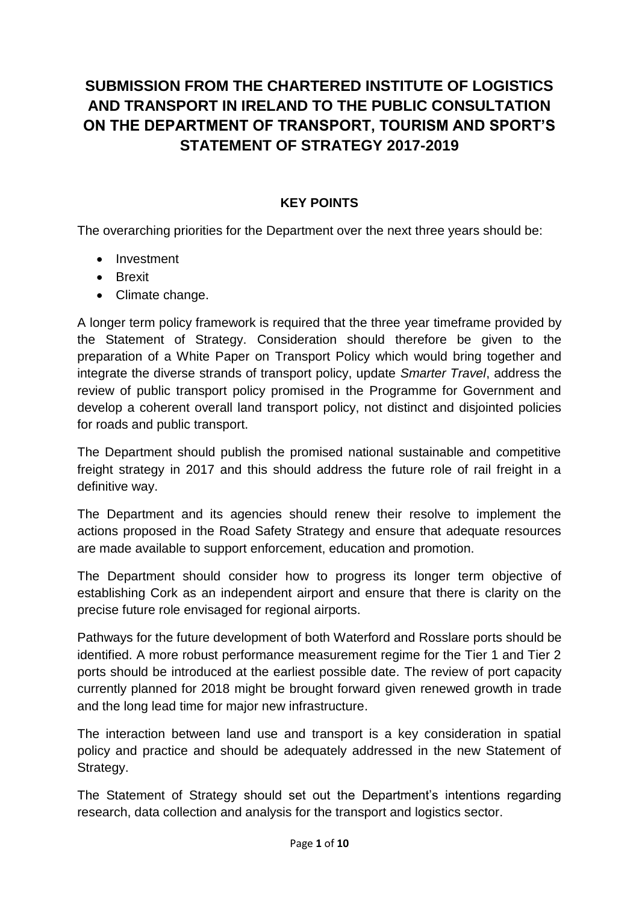# SUBMISSION FROM THE CHARTERED INSTITUTE OF LOGISTICS AND TRANSPORT IN IRELAND TO THE PUBLIC CONSULTATION ON THE DEPARTMENT OF TRANSPORT, TOURISM AND SPORT'S STATEMENT OF STRATEGY 2017-2019

## KEY POINTS

The overarching priorities for the Department over the next three years should be:

- Investment
- Brexit
- Climate change.

A longer term policy framework is required that the three year timeframe provided by the Statement of Strategy. Consideration should therefore be given to the preparation of a White Paper on Transport Policy which would bring together and integrate the diverse strands of transport policy, update *Smarter Travel*, address the review of public transport policy promised in the Programme for Government and develop a coherent overall land transport policy, not distinct and disjointed policies for roads and public transport.

The Department should publish the promised national sustainable and competitive freight strategy in 2017 and this should address the future role of rail freight in a definitive way.

The Department and its agencies should renew their resolve to implement the actions proposed in the Road Safety Strategy and ensure that adequate resources are made available to support enforcement, education and promotion.

The Department should consider how to progress its longer term objective of establishing Cork as an independent airport and ensure that there is clarity on the precise future role envisaged for regional airports.

Pathways for the future development of both Waterford and Rosslare ports should be identified. A more robust performance measurement regime for the Tier 1 and Tier 2 ports should be introduced at the earliest possible date. The review of port capacity currently planned for 2018 might be brought forward given renewed growth in trade and the long lead time for major new infrastructure.

The interaction between land use and transport is a key consideration in spatial policy and practice and should be adequately addressed in the new Statement of Strategy.

The Statement of Strategy should set out the Department's intentions regarding research, data collection and analysis for the transport and logistics sector.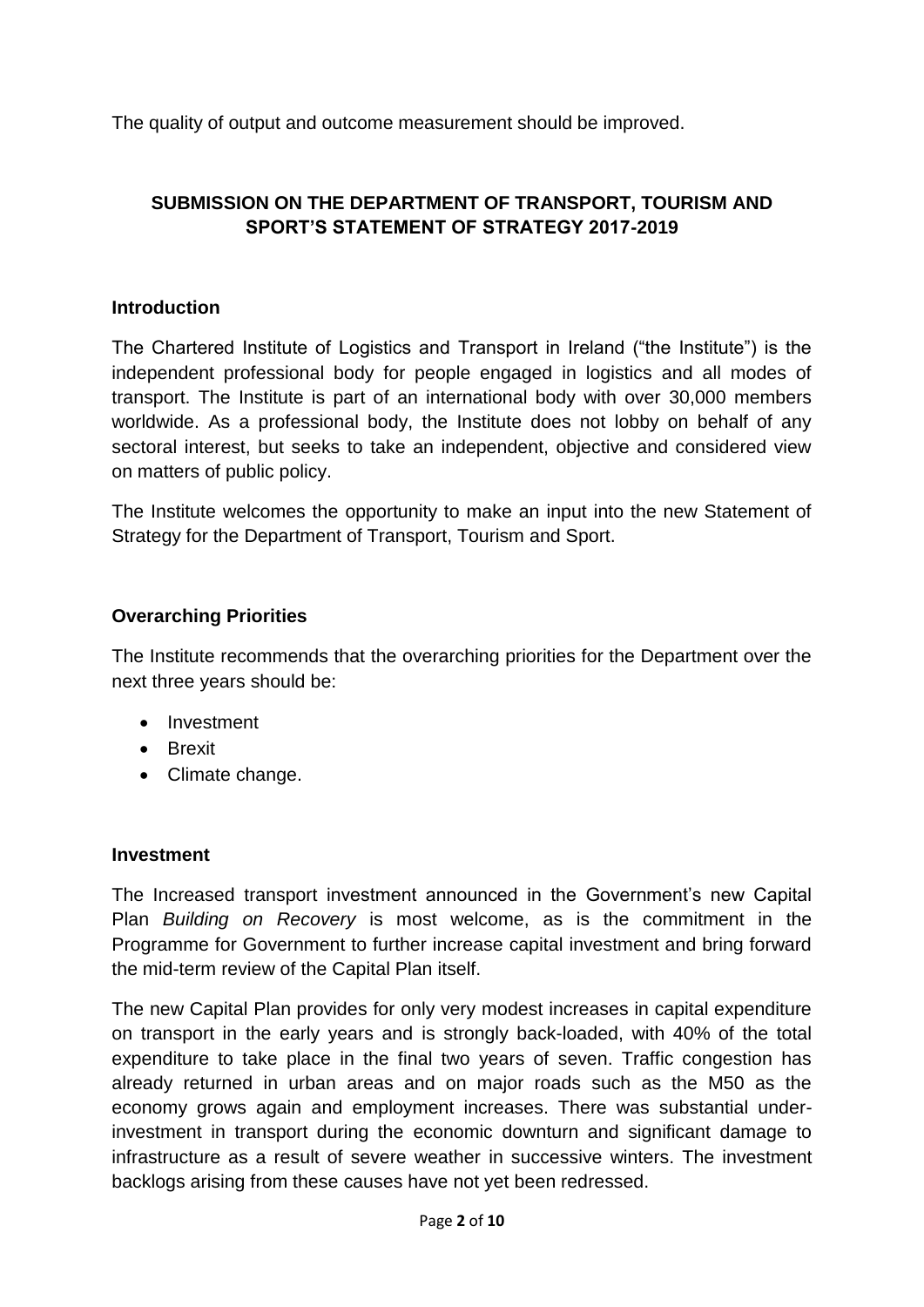The quality of output and outcome measurement should be improved.

## SUBMISSION ON THE DEPARTMENT OF TRANSPORT, TOURISM AND SPORT'S STATEMENT OF STRATEGY 2017-2019

### Introduction

The Chartered Institute of Logistics and Transport in Ireland ("the Institute") is the independent professional body for people engaged in logistics and all modes of transport. The Institute is part of an international body with over 30,000 members worldwide. As a professional body, the Institute does not lobby on behalf of any sectoral interest, but seeks to take an independent, objective and considered view on matters of public policy.

The Institute welcomes the opportunity to make an input into the new Statement of Strategy for the Department of Transport, Tourism and Sport.

### Overarching Priorities

The Institute recommends that the overarching priorities for the Department over the next three years should be:

- Investment
- Brexit
- Climate change.

### Investment

The Increased transport investment announced in the Government's new Capital Plan *Building on Recovery* is most welcome, as is the commitment in the Programme for Government to further increase capital investment and bring forward the mid-term review of the Capital Plan itself.

The new Capital Plan provides for only very modest increases in capital expenditure on transport in the early years and is strongly back-loaded, with 40% of the total expenditure to take place in the final two years of seven. Traffic congestion has already returned in urban areas and on major roads such as the M50 as the economy grows again and employment increases. There was substantial under-investment in transport during the economic downturn and significant damage to infrastructure as a result of severe weather in successive winters. The investment backlogs arising from these causes have not yet been redressed.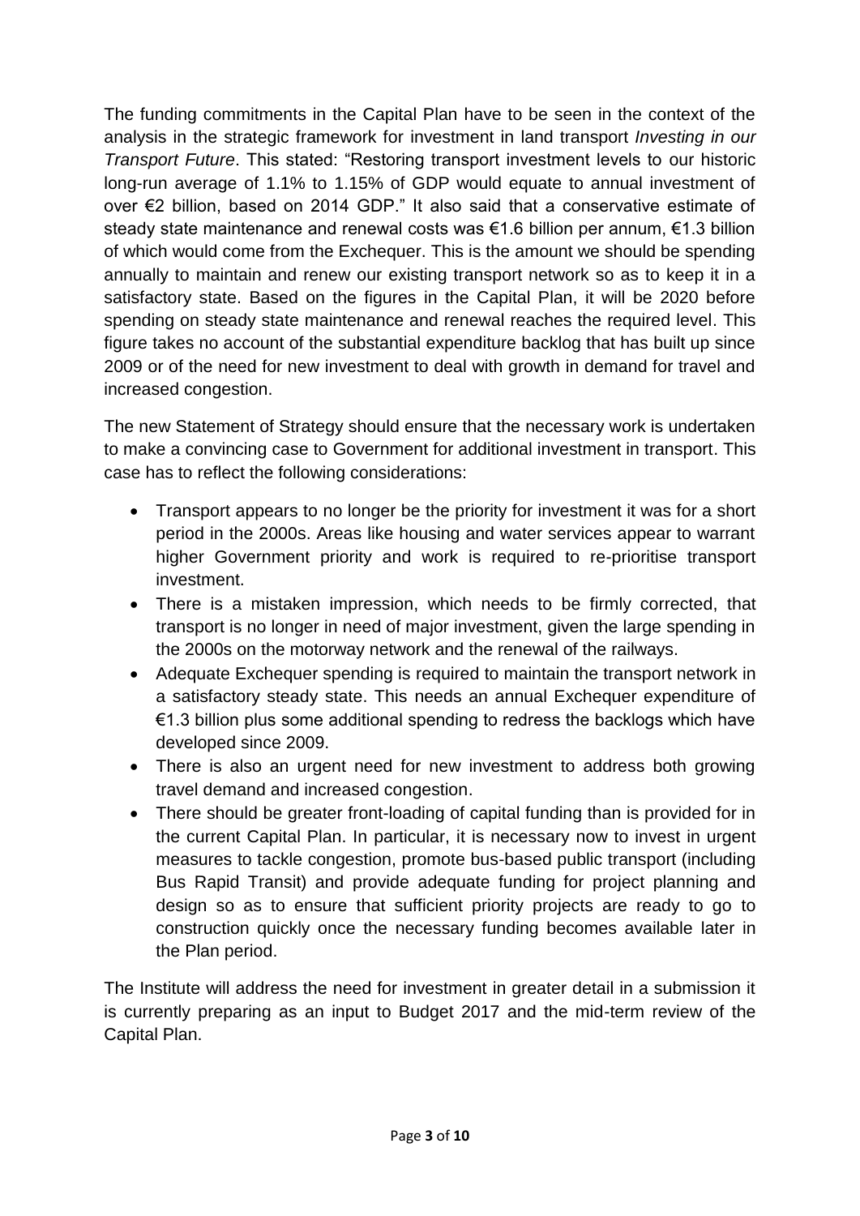The funding commitments in the Capital Plan have to be seen in the context of the analysis in the strategic framework for investment in land transport *Investing in our Transport Future*. This stated: "Restoring transport investment levels to our historic long-run average of 1.1% to 1.15% of GDP would equate to annual investment of over €2 billion, based on 2014 GDP." It also said that a conservative estimate of steady state maintenance and renewal costs was €1.6 billion per annum, €1.3 billion of which would come from the Exchequer. This is the amount we should be spending annually to maintain and renew our existing transport network so as to keep it in a satisfactory state. Based on the figures in the Capital Plan, it will be 2020 before spending on steady state maintenance and renewal reaches the required level. This figure takes no account of the substantial expenditure backlog that has built up since 2009 or of the need for new investment to deal with growth in demand for travel and increased congestion.

The new Statement of Strategy should ensure that the necessary work is undertaken to make a convincing case to Government for additional investment in transport. This case has to reflect the following considerations:

- Transport appears to no longer be the priority for investment it was for a short period in the 2000s. Areas like housing and water services appear to warrant higher Government priority and work is required to re-prioritise transport investment.
- There is a mistaken impression, which needs to be firmly corrected, that transport is no longer in need of major investment, given the large spending in the 2000s on the motorway network and the renewal of the railways.
- Adequate Exchequer spending is required to maintain the transport network in a satisfactory steady state. This needs an annual Exchequer expenditure of €1.3 billion plus some additional spending to redress the backlogs which have developed since 2009.
- There is also an urgent need for new investment to address both growing travel demand and increased congestion.
- There should be greater front-loading of capital funding than is provided for in the current Capital Plan. In particular, it is necessary now to invest in urgent measures to tackle congestion, promote bus-based public transport (including Bus Rapid Transit) and provide adequate funding for project planning and design so as to ensure that sufficient priority projects are ready to go to construction quickly once the necessary funding becomes available later in the Plan period.

The Institute will address the need for investment in greater detail in a submission it is currently preparing as an input to Budget 2017 and the mid-term review of the Capital Plan.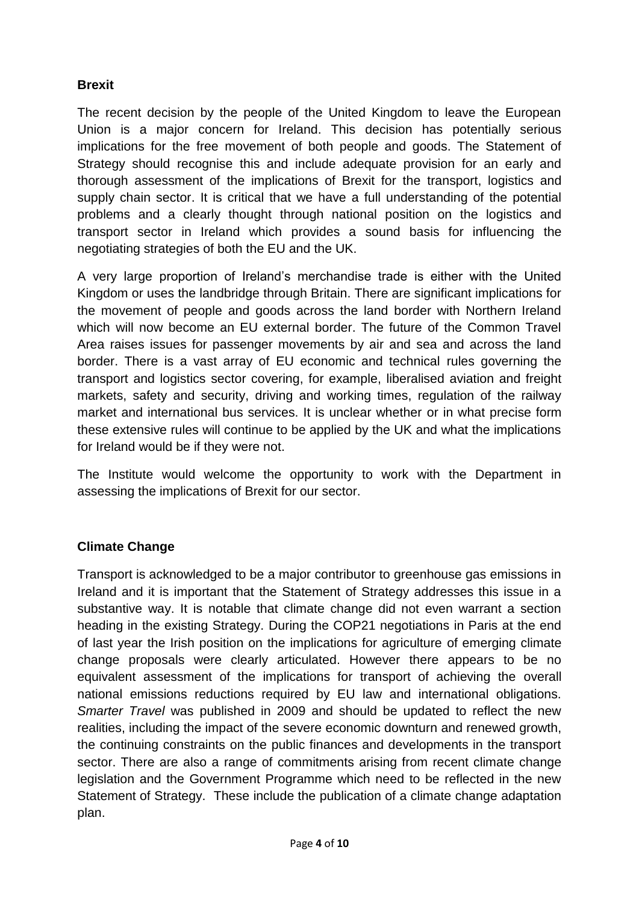**Brexit**

The recent decision by the people of the United Kingdom to leave the European Union is a major concern for Ireland. This decision has potentially serious implications for the free movement of both people and goods. The Statement of Strategy should recognise this and include adequate provision for an early and thorough assessment of the implications of Brexit for the transport, logistics and supply chain sector. It is critical that we have a full understanding of the potential problems and a clearly thought through national position on the logistics and transport sector in Ireland which provides a sound basis for influencing the negotiating strategies of both the EU and the UK.

A very large proportion of Ireland's merchandise trade is either with the United Kingdom or uses the landbridge through Britain. There are significant implications for the movement of people and goods across the land border with Northern Ireland which will now become an EU external border. The future of the Common Travel Area raises issues for passenger movements by air and sea and across the land border. There is a vast array of EU economic and technical rules governing the transport and logistics sector covering, for example, liberalised aviation and freight markets, safety and security, driving and working times, regulation of the railway market and international bus services. It is unclear whether or in what precise form these extensive rules will continue to be applied by the UK and what the implications for Ireland would be if they were not.

The Institute would welcome the opportunity to work with the Department in assessing the implications of Brexit for our sector.

**Climate Change**

Transport is acknowledged to be a major contributor to greenhouse gas emissions in Ireland and it is important that the Statement of Strategy addresses this issue in a substantive way. It is notable that climate change did not even warrant a section heading in the existing Strategy. During the COP21 negotiations in Paris at the end of last year the Irish position on the implications for agriculture of emerging climate change proposals were clearly articulated. However there appears to be no equivalent assessment of the implications for transport of achieving the overall national emissions reductions required by EU law and international obligations. *Smarter Travel* was published in 2009 and should be updated to reflect the new realities, including the impact of the severe economic downturn and renewed growth, the continuing constraints on the public finances and developments in the transport sector. There are also a range of commitments arising from recent climate change legislation and the Government Programme which need to be reflected in the new Statement of Strategy. These include the publication of a climate change adaptation plan.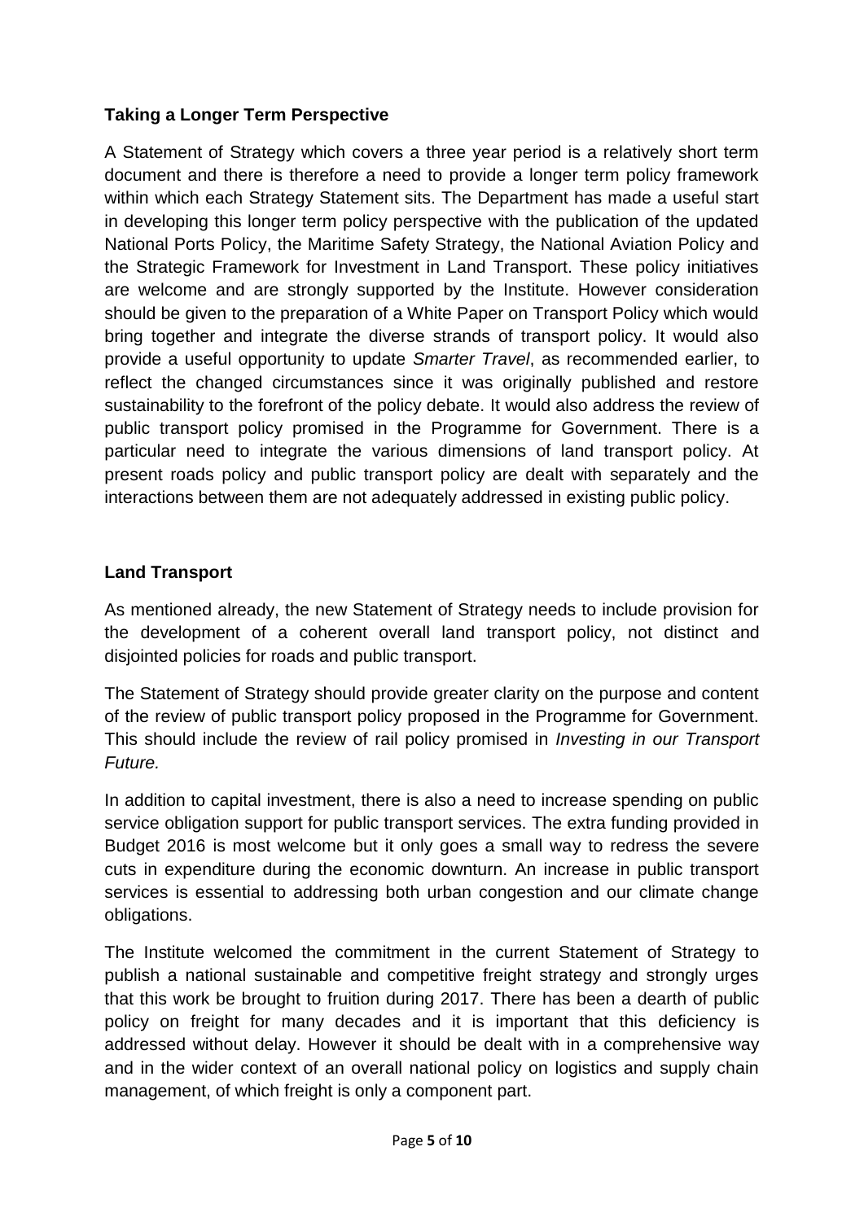## Taking a Longer Term Perspective

A Statement of Strategy which covers a three year period is a relatively short term document and there is therefore a need to provide a longer term policy framework within which each Strategy Statement sits. The Department has made a useful start in developing this longer term policy perspective with the publication of the updated National Ports Policy, the Maritime Safety Strategy, the National Aviation Policy and the Strategic Framework for Investment in Land Transport. These policy initiatives are welcome and are strongly supported by the Institute. However consideration should be given to the preparation of a White Paper on Transport Policy which would bring together and integrate the diverse strands of transport policy. It would also provide a useful opportunity to update *Smarter Travel*, as recommended earlier, to reflect the changed circumstances since it was originally published and restore sustainability to the forefront of the policy debate. It would also address the review of public transport policy promised in the Programme for Government. There is a particular need to integrate the various dimensions of land transport policy. At present roads policy and public transport policy are dealt with separately and the interactions between them are not adequately addressed in existing public policy.

## Land Transport

As mentioned already, the new Statement of Strategy needs to include provision for the development of a coherent overall land transport policy, not distinct and disjointed policies for roads and public transport.

The Statement of Strategy should provide greater clarity on the purpose and content of the review of public transport policy proposed in the Programme for Government. This should include the review of rail policy promised in *Investing in our Transport Future.*

In addition to capital investment, there is also a need to increase spending on public service obligation support for public transport services. The extra funding provided in Budget 2016 is most welcome but it only goes a small way to redress the severe cuts in expenditure during the economic downturn. An increase in public transport services is essential to addressing both urban congestion and our climate change obligations.

The Institute welcomed the commitment in the current Statement of Strategy to publish a national sustainable and competitive freight strategy and strongly urges that this work be brought to fruition during 2017. There has been a dearth of public policy on freight for many decades and it is important that this deficiency is addressed without delay. However it should be dealt with in a comprehensive way and in the wider context of an overall national policy on logistics and supply chain management, of which freight is only a component part.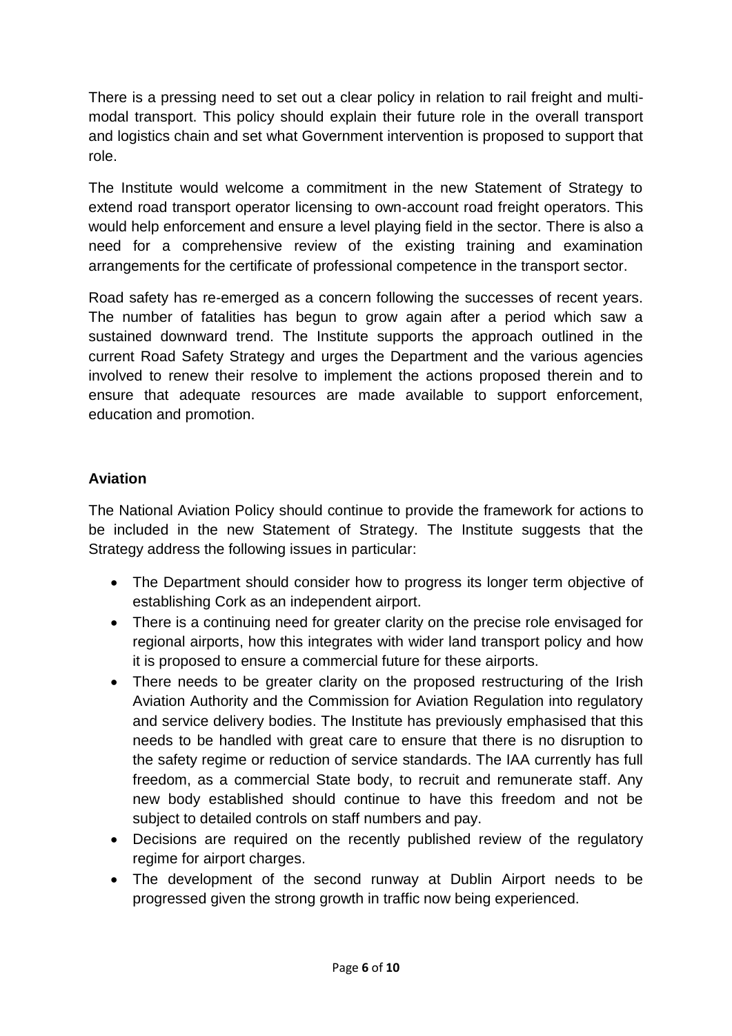There is a pressing need to set out a clear policy in relation to rail freight and multi-modal transport. This policy should explain their future role in the overall transport and logistics chain and set what Government intervention is proposed to support that role.

The Institute would welcome a commitment in the new Statement of Strategy to extend road transport operator licensing to own-account road freight operators. This would help enforcement and ensure a level playing field in the sector. There is also a need for a comprehensive review of the existing training and examination arrangements for the certificate of professional competence in the transport sector.

Road safety has re-emerged as a concern following the successes of recent years. The number of fatalities has begun to grow again after a period which saw a sustained downward trend. The Institute supports the approach outlined in the current Road Safety Strategy and urges the Department and the various agencies involved to renew their resolve to implement the actions proposed therein and to ensure that adequate resources are made available to support enforcement, education and promotion.

**Aviation**

The National Aviation Policy should continue to provide the framework for actions to be included in the new Statement of Strategy. The Institute suggests that the Strategy address the following issues in particular:

- The Department should consider how to progress its longer term objective of establishing Cork as an independent airport.
- There is a continuing need for greater clarity on the precise role envisaged for regional airports, how this integrates with wider land transport policy and how it is proposed to ensure a commercial future for these airports.
- There needs to be greater clarity on the proposed restructuring of the Irish Aviation Authority and the Commission for Aviation Regulation into regulatory and service delivery bodies. The Institute has previously emphasised that this needs to be handled with great care to ensure that there is no disruption to the safety regime or reduction of service standards. The IAA currently has full freedom, as a commercial State body, to recruit and remunerate staff. Any new body established should continue to have this freedom and not be subject to detailed controls on staff numbers and pay.
- Decisions are required on the recently published review of the regulatory regime for airport charges.
- The development of the second runway at Dublin Airport needs to be progressed given the strong growth in traffic now being experienced.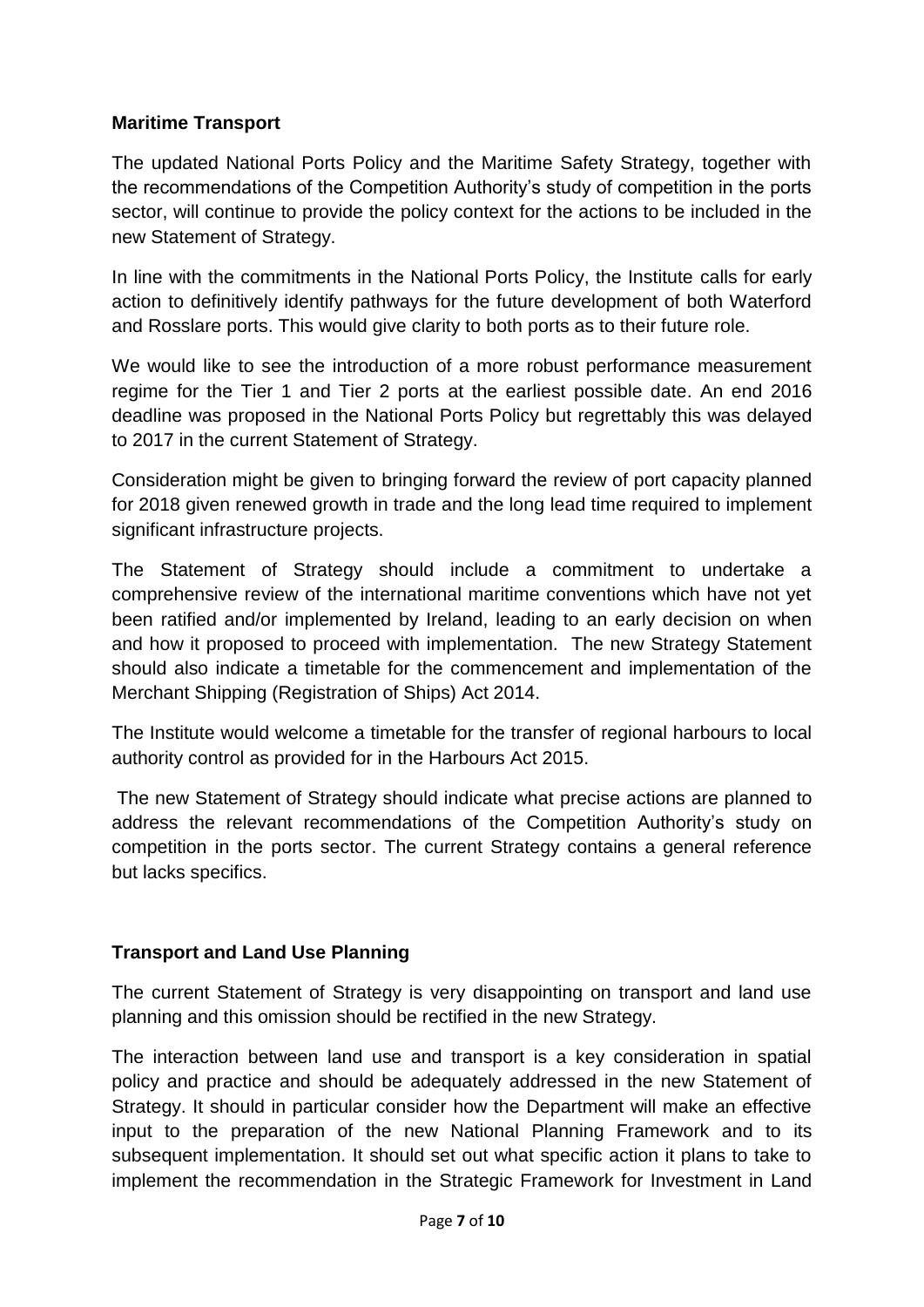**Maritime Transport**

The updated National Ports Policy and the Maritime Safety Strategy, together with the recommendations of the Competition Authority's study of competition in the ports sector, will continue to provide the policy context for the actions to be included in the new Statement of Strategy.

In line with the commitments in the National Ports Policy, the Institute calls for early action to definitively identify pathways for the future development of both Waterford and Rosslare ports. This would give clarity to both ports as to their future role.

We would like to see the introduction of a more robust performance measurement regime for the Tier 1 and Tier 2 ports at the earliest possible date. An end 2016 deadline was proposed in the National Ports Policy but regrettably this was delayed to 2017 in the current Statement of Strategy.

Consideration might be given to bringing forward the review of port capacity planned for 2018 given renewed growth in trade and the long lead time required to implement significant infrastructure projects.

The Statement of Strategy should include a commitment to undertake a comprehensive review of the international maritime conventions which have not yet been ratified and/or implemented by Ireland, leading to an early decision on when and how it proposed to proceed with implementation. The new Strategy Statement should also indicate a timetable for the commencement and implementation of the Merchant Shipping (Registration of Ships) Act 2014.

The Institute would welcome a timetable for the transfer of regional harbours to local authority control as provided for in the Harbours Act 2015.

The new Statement of Strategy should indicate what precise actions are planned to address the relevant recommendations of the Competition Authority's study on competition in the ports sector. The current Strategy contains a general reference but lacks specifics.

**Transport and Land Use Planning**

The current Statement of Strategy is very disappointing on transport and land use planning and this omission should be rectified in the new Strategy.

The interaction between land use and transport is a key consideration in spatial policy and practice and should be adequately addressed in the new Statement of Strategy. It should in particular consider how the Department will make an effective input to the preparation of the new National Planning Framework and to its subsequent implementation. It should set out what specific action it plans to take to implement the recommendation in the Strategic Framework for Investment in Land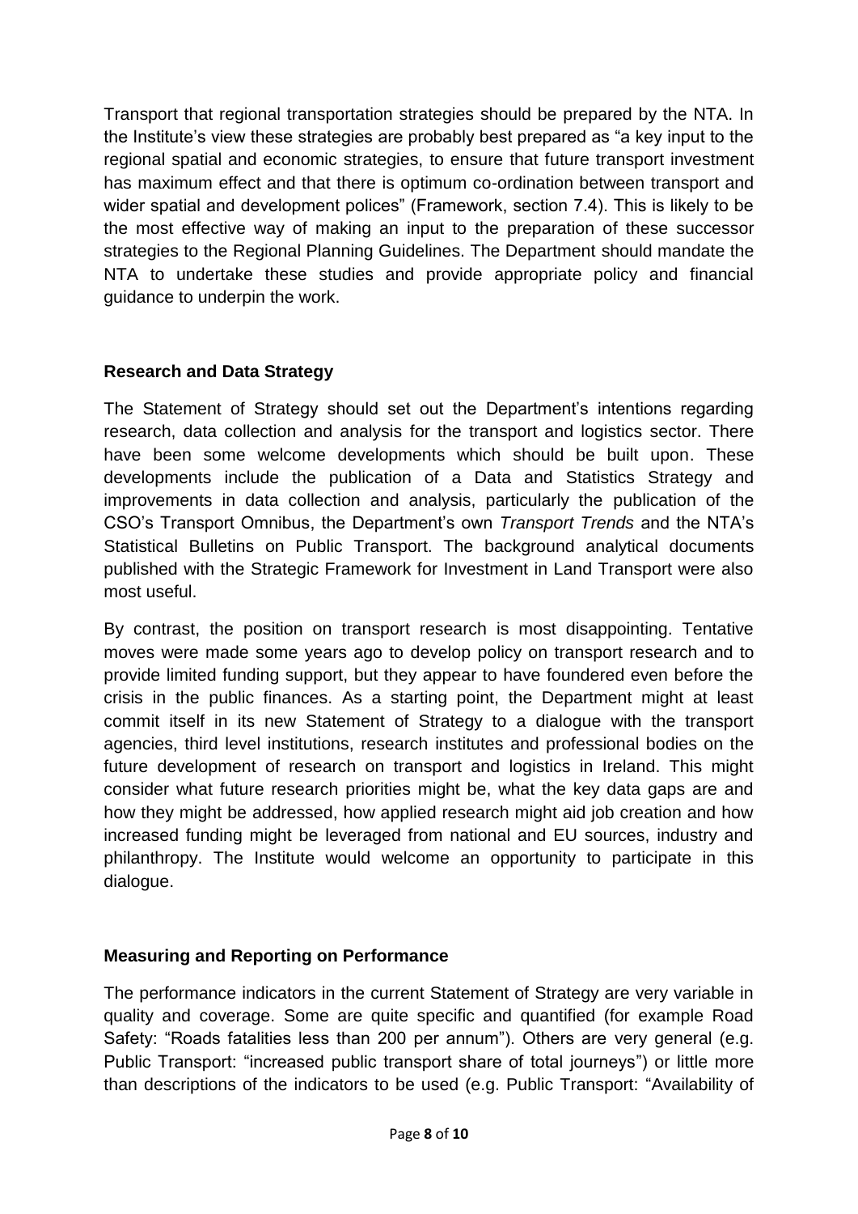Transport that regional transportation strategies should be prepared by the NTA. In the Institute's view these strategies are probably best prepared as "a key input to the regional spatial and economic strategies, to ensure that future transport investment has maximum effect and that there is optimum co-ordination between transport and wider spatial and development polices" (Framework, section 7.4). This is likely to be the most effective way of making an input to the preparation of these successor strategies to the Regional Planning Guidelines. The Department should mandate the NTA to undertake these studies and provide appropriate policy and financial guidance to underpin the work.

**Research and Data Strategy**

The Statement of Strategy should set out the Department's intentions regarding research, data collection and analysis for the transport and logistics sector. There have been some welcome developments which should be built upon. These developments include the publication of a Data and Statistics Strategy and improvements in data collection and analysis, particularly the publication of the CSO's Transport Omnibus, the Department's own *Transport Trends* and the NTA's Statistical Bulletins on Public Transport. The background analytical documents published with the Strategic Framework for Investment in Land Transport were also most useful.

By contrast, the position on transport research is most disappointing. Tentative moves were made some years ago to develop policy on transport research and to provide limited funding support, but they appear to have foundered even before the crisis in the public finances. As a starting point, the Department might at least commit itself in its new Statement of Strategy to a dialogue with the transport agencies, third level institutions, research institutes and professional bodies on the future development of research on transport and logistics in Ireland. This might consider what future research priorities might be, what the key data gaps are and how they might be addressed, how applied research might aid job creation and how increased funding might be leveraged from national and EU sources, industry and philanthropy. The Institute would welcome an opportunity to participate in this dialogue.

**Measuring and Reporting on Performance**

The performance indicators in the current Statement of Strategy are very variable in quality and coverage. Some are quite specific and quantified (for example Road Safety: "Roads fatalities less than 200 per annum"). Others are very general (e.g. Public Transport: "increased public transport share of total journeys") or little more than descriptions of the indicators to be used (e.g. Public Transport: "Availability of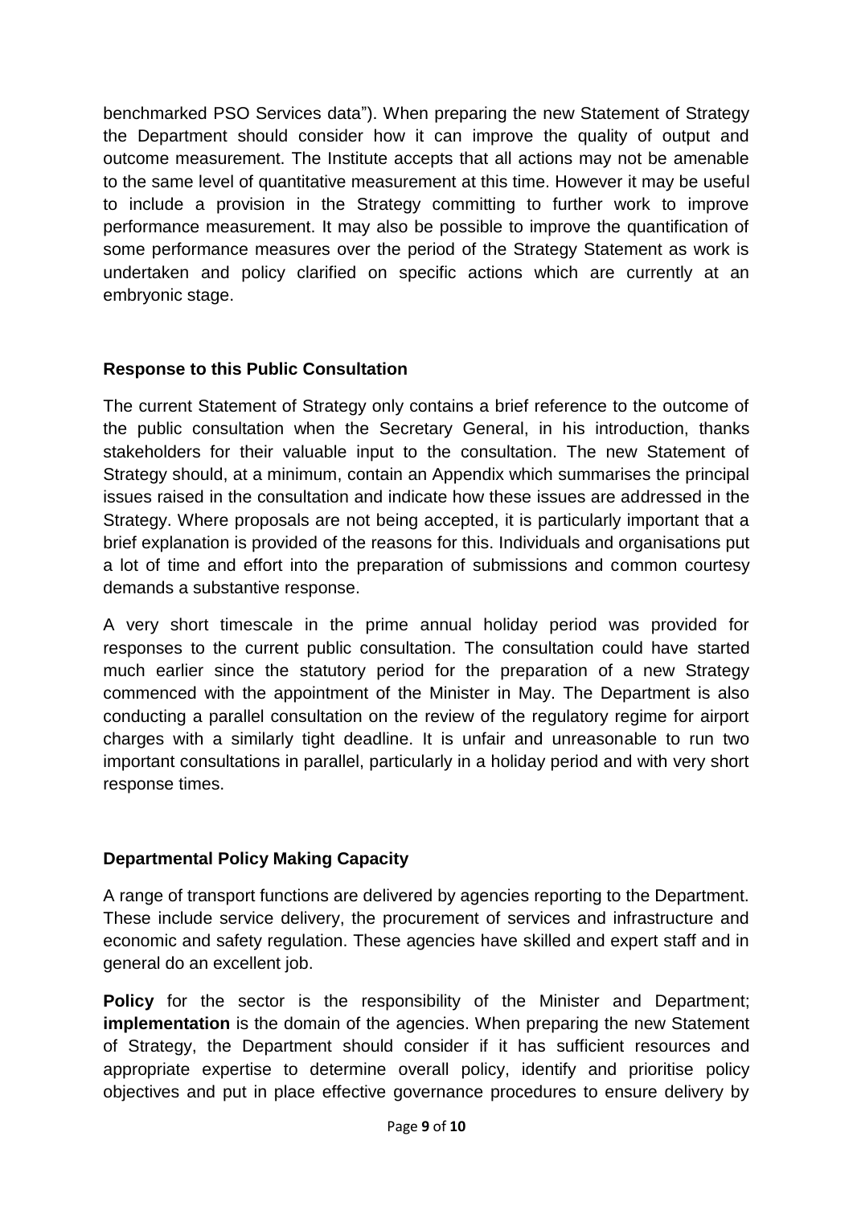benchmarked PSO Services data"). When preparing the new Statement of Strategy the Department should consider how it can improve the quality of output and outcome measurement. The Institute accepts that all actions may not be amenable to the same level of quantitative measurement at this time. However it may be useful to include a provision in the Strategy committing to further work to improve performance measurement. It may also be possible to improve the quantification of some performance measures over the period of the Strategy Statement as work is undertaken and policy clarified on specific actions which are currently at an embryonic stage.

### Response to this Public Consultation

The current Statement of Strategy only contains a brief reference to the outcome of the public consultation when the Secretary General, in his introduction, thanks stakeholders for their valuable input to the consultation. The new Statement of Strategy should, at a minimum, contain an Appendix which summarises the principal issues raised in the consultation and indicate how these issues are addressed in the Strategy. Where proposals are not being accepted, it is particularly important that a brief explanation is provided of the reasons for this. Individuals and organisations put a lot of time and effort into the preparation of submissions and common courtesy demands a substantive response.

A very short timescale in the prime annual holiday period was provided for responses to the current public consultation. The consultation could have started much earlier since the statutory period for the preparation of a new Strategy commenced with the appointment of the Minister in May. The Department is also conducting a parallel consultation on the review of the regulatory regime for airport charges with a similarly tight deadline. It is unfair and unreasonable to run two important consultations in parallel, particularly in a holiday period and with very short response times.

### Departmental Policy Making Capacity

A range of transport functions are delivered by agencies reporting to the Department. These include service delivery, the procurement of services and infrastructure and economic and safety regulation. These agencies have skilled and expert staff and in general do an excellent job.

**Policy** for the sector is the responsibility of the Minister and Department; **implementation** is the domain of the agencies. When preparing the new Statement of Strategy, the Department should consider if it has sufficient resources and appropriate expertise to determine overall policy, identify and prioritise policy objectives and put in place effective governance procedures to ensure delivery by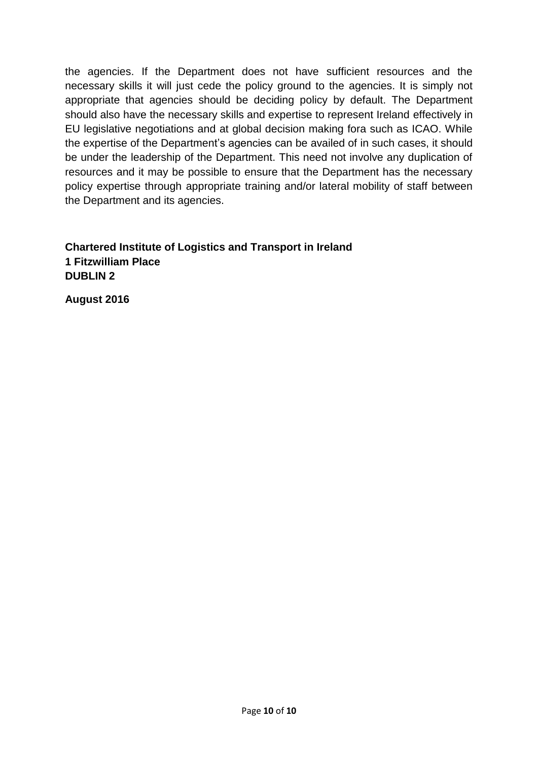the agencies. If the Department does not have sufficient resources and the necessary skills it will just cede the policy ground to the agencies. It is simply not appropriate that agencies should be deciding policy by default. The Department should also have the necessary skills and expertise to represent Ireland effectively in EU legislative negotiations and at global decision making fora such as ICAO. While the expertise of the Department's agencies can be availed of in such cases, it should be under the leadership of the Department. This need not involve any duplication of resources and it may be possible to ensure that the Department has the necessary policy expertise through appropriate training and/or lateral mobility of staff between the Department and its agencies.

**Chartered Institute of Logistics and Transport in Ireland**
**1 Fitzwilliam Place**
**DUBLIN 2**

**August 2016**